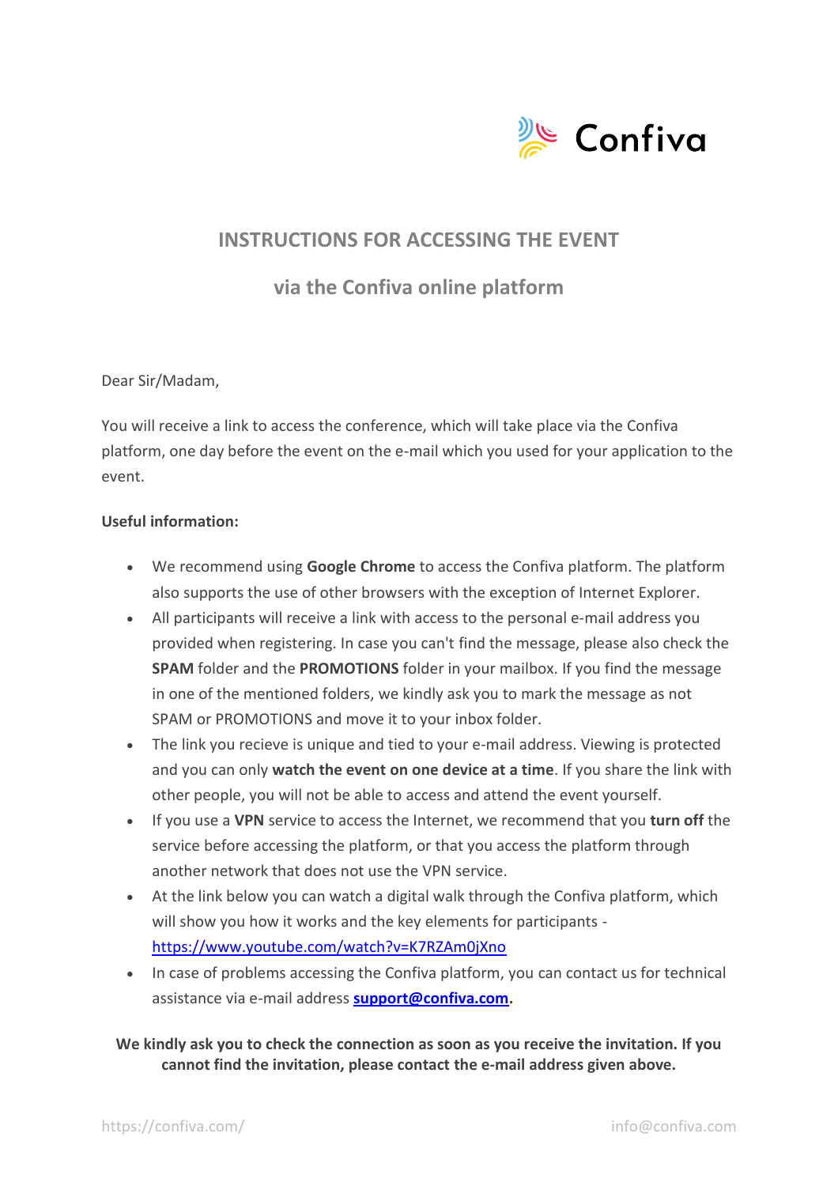Confiva

# INSTRUCTIONS FOR ACCESSING THE EVENT

## via the Confiva online platform

Dear Sir/Madam,

You will receive a link to access the conference, which will take place via the Confiva platform, one day before the event on the e-mail which you used for your application to the event.

**Useful information:**

- We recommend using **Google Chrome** to access the Confiva platform. The platform also supports the use of other browsers with the exception of Internet Explorer.
- All participants will receive a link with access to the personal e-mail address you provided when registering. In case you can't find the message, please also check the **SPAM** folder and the **PROMOTIONS** folder in your mailbox. If you find the message in one of the mentioned folders, we kindly ask you to mark the message as not SPAM or PROMOTIONS and move it to your inbox folder.
- The link you recieve is unique and tied to your e-mail address. Viewing is protected and you can only **watch the event on one device at a time**. If you share the link with other people, you will not be able to access and attend the event yourself.
- If you use a **VPN** service to access the Internet, we recommend that you **turn off** the service before accessing the platform, or that you access the platform through another network that does not use the VPN service.
- At the link below you can watch a digital walk through the Confiva platform, which will show you how it works and the key elements for participants - https://www.youtube.com/watch?v=K7RZAm0jXno
- In case of problems accessing the Confiva platform, you can contact us for technical assistance via e-mail address **support@confiva.com.**

**We kindly ask you to check the connection as soon as you receive the invitation. If you cannot find the invitation, please contact the e-mail address given above.**

https://confiva.com/ info@confiva.com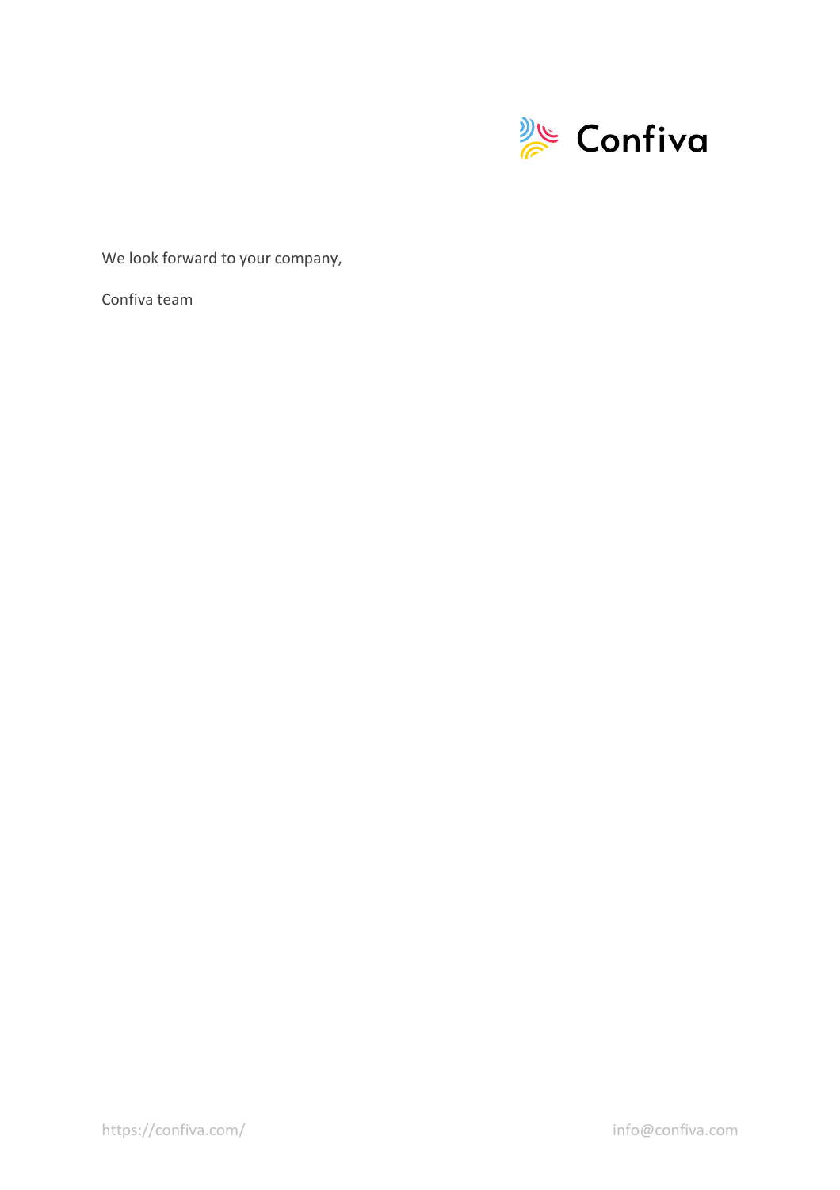We look forward to your company,

Confiva team